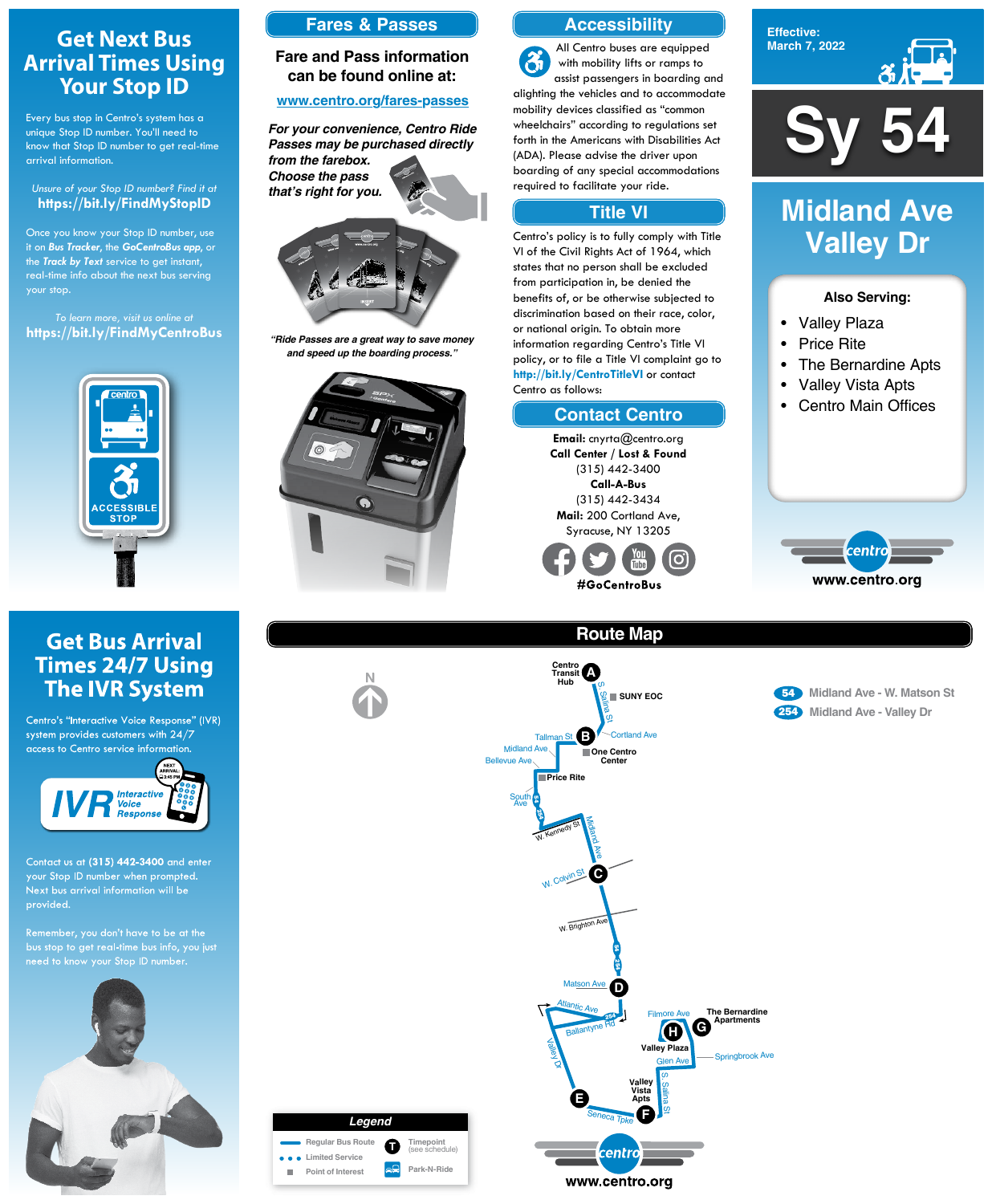# Get Next Bus Arrival Times Using Your Stop ID

Every bus stop in Centro's system has a unique Stop ID number. You'll need to know that Stop ID number to get real-time arrival information.

*Unsure of your Stop ID number? Find it at*
**https://bit.ly/FindMyStopID**

Once you know your Stop ID number, use it on ***Bus Tracker***, the ***GoCentroBus app,*** or the ***Track by Text*** service to get instant, real-time info about the next bus serving your stop.

*To learn more, visit us online at*
**https://bit.ly/FindMyCentroBus**

centro

ACCESSIBLE STOP

## Fares & Passes

**Fare and Pass information can be found online at:**

**www.centro.org/fares-passes**

***For your convenience, Centro Ride Passes may be purchased directly from the farebox. Choose the pass that's right for you.***

***"Ride Passes are a great way to save money and speed up the boarding process."***

## Accessibility

All Centro buses are equipped with mobility lifts or ramps to assist passengers in boarding and alighting the vehicles and to accommodate mobility devices classified as "common wheelchairs" according to regulations set forth in the Americans with Disabilities Act (ADA). Please advise the driver upon boarding of any special accommodations required to facilitate your ride.

## Title VI

Centro's policy is to fully comply with Title VI of the Civil Rights Act of 1964, which states that no person shall be excluded from participation in, be denied the benefits of, or be otherwise subjected to discrimination based on their race, color, or national origin. To obtain more information regarding Centro's Title VI policy, or to file a Title VI complaint go to **http://bit.ly/CentroTitleVI** or contact Centro as follows:

## Contact Centro

**Email:** cnyrta@centro.org
**Call Center / Lost & Found**
(315) 442-3400
**Call-A-Bus**
(315) 442-3434
**Mail:** 200 Cortland Ave, Syracuse, NY 13205

**#GoCentroBus**

**Effective: March 7, 2022**

# Sy 54

## Midland Ave Valley Dr

**Also Serving:**

- Valley Plaza
- Price Rite
- The Bernardine Apts
- Valley Vista Apts
- Centro Main Offices

centro
**www.centro.org**

# Get Bus Arrival Times 24/7 Using The IVR System

Centro's "Interactive Voice Response" (IVR) system provides customers with 24/7 access to Centro service information.

IVR Interactive Voice Response

Contact us at **(315) 442-3400** and enter your Stop ID number when prompted. Next bus arrival information will be provided.

Remember, you don't have to be at the bus stop to get real-time bus info, you just need to know your Stop ID number.

## Route Map

54 Midland Ave - W. Matson St
254 Midland Ave - Valley Dr

N

A Centro Transit Hub
S. Salina St
SUNY EOC
B
Tallman St
Cortland Ave
Midland Ave
Bellevue Ave
One Centro Center
Price Rite
South Ave
W. Kennedy St
Midland Ave
C
W. Colvin St
W. Brighton Ave
Matson Ave
D
Atlantic Ave
Ballantyne Rd
Valley Dr
Filmore Ave
H
G
The Bernardine Apartments
Valley Plaza
Glen Ave
Springbrook Ave
Valley Vista Apts
S. Salina St
E
F
Seneca Tpke

**Legend**
Regular Bus Route
Limited Service
Point of Interest
T Timepoint (see schedule)
Park-N-Ride

centro
**www.centro.org**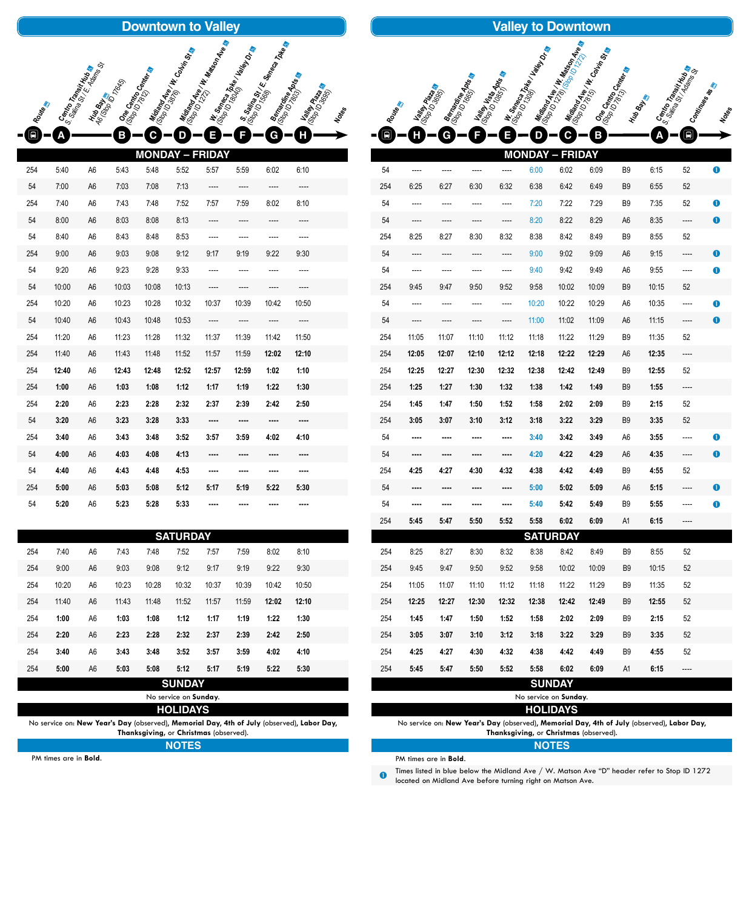## Downtown to Valley

| Route | Centro Transit Hub (A) S. Salina St / E. Adams St | Hub Bay A6 (Stop ID 17645) | One Centro Center (B) (Stop ID 7812) | Midland Ave / W. Colvin St (C) (Stop ID 3876) | Midland Ave / W. Matson Ave (D) (Stop ID 1272) | W. Seneca Tpke / Valley Dr (E) (Stop ID 18040) | S Salina St / E. Seneca Tpke (F) (Stop ID 1568) | Bernardine Apts (G) (Stop ID 7803) | Valley Plaza (H) (Stop ID 3695) | Notes |
|---|---|---|---|---|---|---|---|---|---|---|
| **MONDAY – FRIDAY** | | | | | | | | | | |
| 254 | 5:40 | A6 | 5:43 | 5:48 | 5:52 | 5:57 | 5:59 | 6:02 | 6:10 | |
| 54 | 7:00 | A6 | 7:03 | 7:08 | 7:13 | ---- | ---- | ---- | ---- | |
| 254 | 7:40 | A6 | 7:43 | 7:48 | 7:52 | 7:57 | 7:59 | 8:02 | 8:10 | |
| 54 | 8:00 | A6 | 8:03 | 8:08 | 8:13 | ---- | ---- | ---- | ---- | |
| 54 | 8:40 | A6 | 8:43 | 8:48 | 8:53 | ---- | ---- | ---- | ---- | |
| 254 | 9:00 | A6 | 9:03 | 9:08 | 9:12 | 9:17 | 9:19 | 9:22 | 9:30 | |
| 54 | 9:20 | A6 | 9:23 | 9:28 | 9:33 | ---- | ---- | ---- | ---- | |
| 54 | 10:00 | A6 | 10:03 | 10:08 | 10:13 | ---- | ---- | ---- | ---- | |
| 254 | 10:20 | A6 | 10:23 | 10:28 | 10:32 | 10:37 | 10:39 | 10:42 | 10:50 | |
| 54 | 10:40 | A6 | 10:43 | 10:48 | 10:53 | ---- | ---- | ---- | ---- | |
| 254 | 11:20 | A6 | 11:23 | 11:28 | 11:32 | 11:37 | 11:39 | 11:42 | 11:50 | |
| 254 | 11:40 | A6 | 11:43 | 11:48 | 11:52 | 11:57 | 11:59 | **12:02** | **12:10** | |
| 254 | **12:40** | A6 | **12:43** | **12:48** | **12:52** | **12:57** | **12:59** | **1:02** | **1:10** | |
| 254 | **1:00** | A6 | **1:03** | **1:08** | **1:12** | **1:17** | **1:19** | **1:22** | **1:30** | |
| 254 | **2:20** | A6 | **2:23** | **2:28** | **2:32** | **2:37** | **2:39** | **2:42** | **2:50** | |
| 54 | **3:20** | A6 | **3:23** | **3:28** | **3:33** | ---- | ---- | ---- | ---- | |
| 254 | **3:40** | A6 | **3:43** | **3:48** | **3:52** | **3:57** | **3:59** | **4:02** | **4:10** | |
| 54 | **4:00** | A6 | **4:03** | **4:08** | **4:13** | ---- | ---- | ---- | ---- | |
| 54 | **4:40** | A6 | **4:43** | **4:48** | **4:53** | ---- | ---- | ---- | ---- | |
| 254 | **5:00** | A6 | **5:03** | **5:08** | **5:12** | **5:17** | **5:19** | **5:22** | **5:30** | |
| 54 | **5:20** | A6 | **5:23** | **5:28** | **5:33** | ---- | ---- | ---- | ---- | |
| **SATURDAY** | | | | | | | | | | |
| 254 | 7:40 | A6 | 7:43 | 7:48 | 7:52 | 7:57 | 7:59 | 8:02 | 8:10 | |
| 254 | 9:00 | A6 | 9:03 | 9:08 | 9:12 | 9:17 | 9:19 | 9:22 | 9:30 | |
| 254 | 10:20 | A6 | 10:23 | 10:28 | 10:32 | 10:37 | 10:39 | 10:42 | 10:50 | |
| 254 | 11:40 | A6 | 11:43 | 11:48 | 11:52 | 11:57 | 11:59 | **12:02** | **12:10** | |
| 254 | **1:00** | A6 | **1:03** | **1:08** | **1:12** | **1:17** | **1:19** | **1:22** | **1:30** | |
| 254 | **2:20** | A6 | **2:23** | **2:28** | **2:32** | **2:37** | **2:39** | **2:42** | **2:50** | |
| 254 | **3:40** | A6 | **3:43** | **3:48** | **3:52** | **3:57** | **3:59** | **4:02** | **4:10** | |
| 254 | **5:00** | A6 | **5:03** | **5:08** | **5:12** | **5:17** | **5:19** | **5:22** | **5:30** | |

### SUNDAY

No service on **Sunday.**

### HOLIDAYS

No service on: **New Year's Day** (observed), **Memorial Day**, **4th of July** (observed), **Labor Day**, **Thanksgiving**, or **Christmas** (observed).

### NOTES

PM times are in **Bold**.

## Valley to Downtown

| Route | Valley Plaza (H) (Stop ID 3695) | Bernardine Apts (G) (Stop ID 1665) | Valley Vista Apts (F) (Stop ID 10851) | W. Seneca Tpke / Valley Dr (E) (Stop ID 1300) | Midland Ave / W. Matson Ave (D) (Stop ID 1278) (Stop ID 1272) | Midland Ave / W. Colvin St (C) (Stop ID 7815) | One Centro Center (B) (Stop ID 7813) | Hub Bay | Centro Transit Hub (A) S. Salina St / Adams St | Continues as | Notes |
|---|---|---|---|---|---|---|---|---|---|---|---|
| **MONDAY – FRIDAY** | | | | | | | | | | | |
| 54 | ---- | ---- | ---- | ---- | 6:00 | 6:02 | 6:09 | B9 | 6:15 | 52 | ❶ |
| 254 | 6:25 | 6:27 | 6:30 | 6:32 | 6:38 | 6:42 | 6:49 | B9 | 6:55 | 52 | |
| 54 | ---- | ---- | ---- | ---- | 7:20 | 7:22 | 7:29 | B9 | 7:35 | 52 | ❶ |
| 54 | ---- | ---- | ---- | ---- | 8:20 | 8:22 | 8:29 | A6 | 8:35 | ---- | ❶ |
| 254 | 8:25 | 8:27 | 8:30 | 8:32 | 8:38 | 8:42 | 8:49 | B9 | 8:55 | 52 | |
| 54 | ---- | ---- | ---- | ---- | 9:00 | 9:02 | 9:09 | A6 | 9:15 | ---- | ❶ |
| 54 | ---- | ---- | ---- | ---- | 9:40 | 9:42 | 9:49 | A6 | 9:55 | ---- | ❶ |
| 254 | 9:45 | 9:47 | 9:50 | 9:52 | 9:58 | 10:02 | 10:09 | B9 | 10:15 | 52 | |
| 54 | ---- | ---- | ---- | ---- | 10:20 | 10:22 | 10:29 | A6 | 10:35 | ---- | ❶ |
| 54 | ---- | ---- | ---- | ---- | 11:00 | 11:02 | 11:09 | A6 | 11:15 | ---- | ❶ |
| 254 | 11:05 | 11:07 | 11:10 | 11:12 | 11:18 | 11:22 | 11:29 | B9 | 11:35 | 52 | |
| 254 | **12:05** | **12:07** | **12:10** | **12:12** | **12:18** | **12:22** | **12:29** | A6 | **12:35** | ---- | |
| 254 | **12:25** | **12:27** | **12:30** | **12:32** | **12:38** | **12:42** | **12:49** | B9 | **12:55** | 52 | |
| 254 | **1:25** | **1:27** | **1:30** | **1:32** | **1:38** | **1:42** | **1:49** | B9 | **1:55** | ---- | |
| 254 | **1:45** | **1:47** | **1:50** | **1:52** | **1:58** | **2:02** | **2:09** | B9 | **2:15** | 52 | |
| 254 | **3:05** | **3:07** | **3:10** | **3:12** | **3:18** | **3:22** | **3:29** | B9 | **3:35** | 52 | |
| 54 | ---- | ---- | ---- | ---- | **3:40** | **3:42** | **3:49** | A6 | **3:55** | ---- | ❶ |
| 54 | ---- | ---- | ---- | ---- | **4:20** | **4:22** | **4:29** | A6 | **4:35** | ---- | ❶ |
| 254 | **4:25** | **4:27** | **4:30** | **4:32** | **4:38** | **4:42** | **4:49** | B9 | **4:55** | 52 | |
| 54 | ---- | ---- | ---- | ---- | **5:00** | **5:02** | **5:09** | A6 | **5:15** | ---- | ❶ |
| 54 | ---- | ---- | ---- | ---- | **5:40** | **5:42** | **5:49** | B9 | **5:55** | ---- | ❶ |
| 254 | **5:45** | **5:47** | **5:50** | **5:52** | **5:58** | **6:02** | **6:09** | A1 | **6:15** | ---- | |
| **SATURDAY** | | | | | | | | | | | |
| 254 | 8:25 | 8:27 | 8:30 | 8:32 | 8:38 | 8:42 | 8:49 | B9 | 8:55 | 52 | |
| 254 | 9:45 | 9:47 | 9:50 | 9:52 | 9:58 | 10:02 | 10:09 | B9 | 10:15 | 52 | |
| 254 | 11:05 | 11:07 | 11:10 | 11:12 | 11:18 | 11:22 | 11:29 | B9 | 11:35 | 52 | |
| 254 | **12:25** | **12:27** | **12:30** | **12:32** | **12:38** | **12:42** | **12:49** | B9 | **12:55** | 52 | |
| 254 | **1:45** | **1:47** | **1:50** | **1:52** | **1:58** | **2:02** | **2:09** | B9 | **2:15** | 52 | |
| 254 | **3:05** | **3:07** | **3:10** | **3:12** | **3:18** | **3:22** | **3:29** | B9 | **3:35** | 52 | |
| 254 | **4:25** | **4:27** | **4:30** | **4:32** | **4:38** | **4:42** | **4:49** | B9 | **4:55** | 52 | |
| 254 | **5:45** | **5:47** | **5:50** | **5:52** | **5:58** | **6:02** | **6:09** | A1 | **6:15** | ---- | |

### SUNDAY

No service on **Sunday.**

### HOLIDAYS

No service on: **New Year's Day** (observed), **Memorial Day**, **4th of July** (observed), **Labor Day**, **Thanksgiving**, or **Christmas** (observed).

### NOTES

PM times are in **Bold**.

❶ Times listed in blue below the Midland Ave / W. Matson Ave "D" header refer to Stop ID 1272 located on Midland Ave before turning right on Matson Ave.